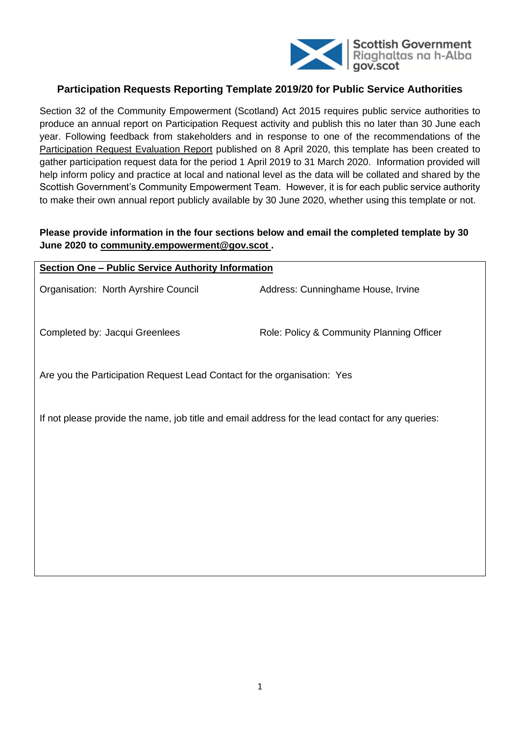# Participation Requests Reporting Template 2019/20 for Public Service Authorities

Section 32 of the Community Empowerment (Scotland) Act 2015 requires public service authorities to produce an annual report on Participation Request activity and publish this no later than 30 June each year. Following feedback from stakeholders and in response to one of the recommendations of the Participation Request Evaluation Report published on 8 April 2020, this template has been created to gather participation request data for the period 1 April 2019 to 31 March 2020. Information provided will help inform policy and practice at local and national level as the data will be collated and shared by the Scottish Government's Community Empowerment Team. However, it is for each public service authority to make their own annual report publicly available by 30 June 2020, whether using this template or not.

**Please provide information in the four sections below and email the completed template by 30 June 2020 to community.empowerment@gov.scot .**

## Section One – Public Service Authority Information

Organisation: North Ayrshire Council

Address: Cunninghame House, Irvine

Completed by: Jacqui Greenlees

Role: Policy & Community Planning Officer

Are you the Participation Request Lead Contact for the organisation: Yes

If not please provide the name, job title and email address for the lead contact for any queries: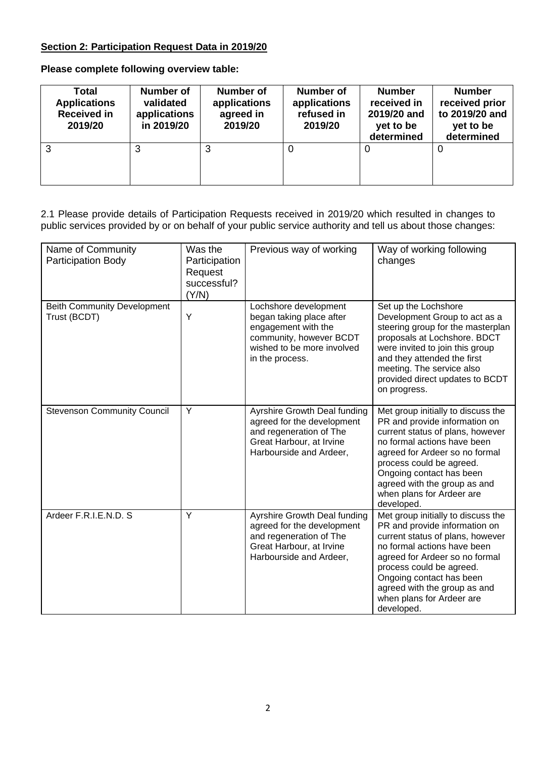**Section 2: Participation Request Data in 2019/20**

**Please complete following overview table:**

| Total Applications Received in 2019/20 | Number of validated applications in 2019/20 | Number of applications agreed in 2019/20 | Number of applications refused in 2019/20 | Number received in 2019/20 and yet to be determined | Number received prior to 2019/20 and yet to be determined |
|---|---|---|---|---|---|
| 3 | 3 | 3 | 0 | 0 | 0 |

2.1 Please provide details of Participation Requests received in 2019/20 which resulted in changes to public services provided by or on behalf of your public service authority and tell us about those changes:

| Name of Community Participation Body | Was the Participation Request successful? (Y/N) | Previous way of working | Way of working following changes |
|---|---|---|---|
| Beith Community Development Trust (BCDT) | Y | Lochshore development began taking place after engagement with the community, however BCDT wished to be more involved in the process. | Set up the Lochshore Development Group to act as a steering group for the masterplan proposals at Lochshore. BDCT were invited to join this group and they attended the first meeting. The service also provided direct updates to BCDT on progress. |
| Stevenson Community Council | Y | Ayrshire Growth Deal funding agreed for the development and regeneration of The Great Harbour, at Irvine Harbourside and Ardeer, | Met group initially to discuss the PR and provide information on current status of plans, however no formal actions have been agreed for Ardeer so no formal process could be agreed. Ongoing contact has been agreed with the group as and when plans for Ardeer are developed. |
| Ardeer F.R.I.E.N.D. S | Y | Ayrshire Growth Deal funding agreed for the development and regeneration of The Great Harbour, at Irvine Harbourside and Ardeer, | Met group initially to discuss the PR and provide information on current status of plans, however no formal actions have been agreed for Ardeer so no formal process could be agreed. Ongoing contact has been agreed with the group as and when plans for Ardeer are developed. |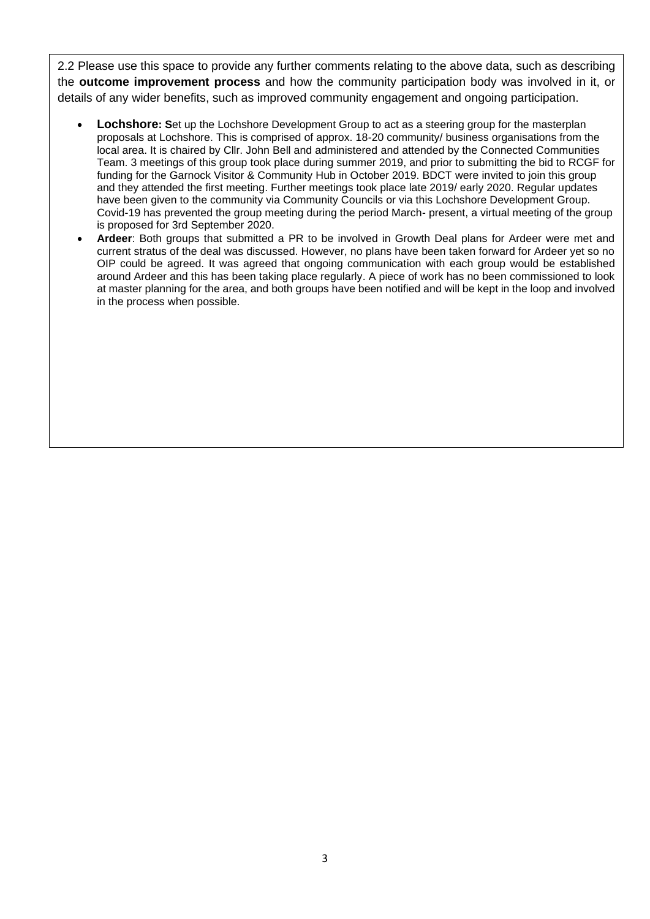2.2 Please use this space to provide any further comments relating to the above data, such as describing the **outcome improvement process** and how the community participation body was involved in it, or details of any wider benefits, such as improved community engagement and ongoing participation.

- **Lochshore: S**et up the Lochshore Development Group to act as a steering group for the masterplan proposals at Lochshore. This is comprised of approx. 18-20 community/ business organisations from the local area. It is chaired by Cllr. John Bell and administered and attended by the Connected Communities Team. 3 meetings of this group took place during summer 2019, and prior to submitting the bid to RCGF for funding for the Garnock Visitor & Community Hub in October 2019. BDCT were invited to join this group and they attended the first meeting. Further meetings took place late 2019/ early 2020. Regular updates have been given to the community via Community Councils or via this Lochshore Development Group. Covid-19 has prevented the group meeting during the period March- present, a virtual meeting of the group is proposed for 3rd September 2020.
- **Ardeer**: Both groups that submitted a PR to be involved in Growth Deal plans for Ardeer were met and current stratus of the deal was discussed. However, no plans have been taken forward for Ardeer yet so no OIP could be agreed. It was agreed that ongoing communication with each group would be established around Ardeer and this has been taking place regularly. A piece of work has no been commissioned to look at master planning for the area, and both groups have been notified and will be kept in the loop and involved in the process when possible.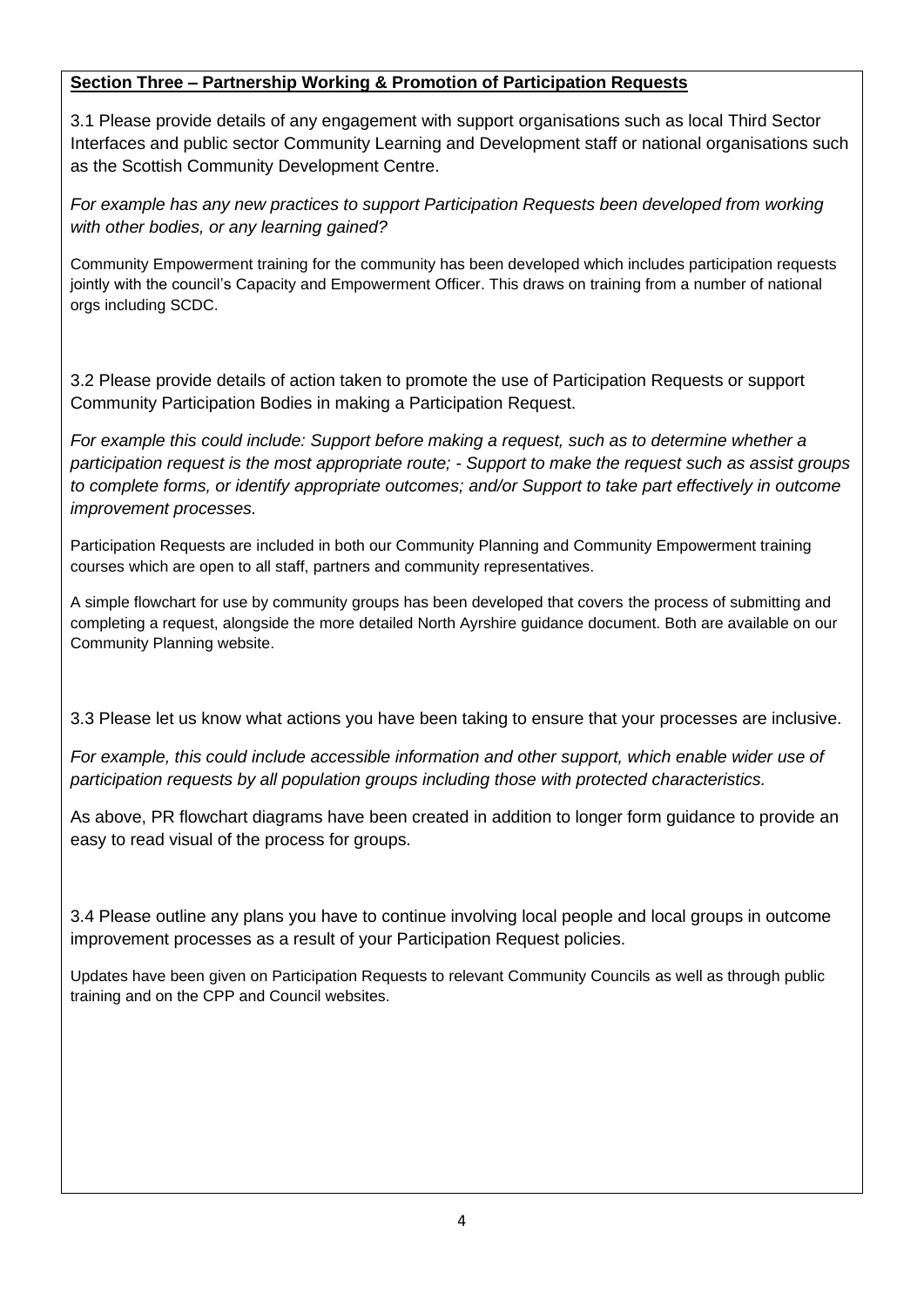**Section Three – Partnership Working & Promotion of Participation Requests**

3.1 Please provide details of any engagement with support organisations such as local Third Sector Interfaces and public sector Community Learning and Development staff or national organisations such as the Scottish Community Development Centre.

*For example has any new practices to support Participation Requests been developed from working with other bodies, or any learning gained?*

Community Empowerment training for the community has been developed which includes participation requests jointly with the council's Capacity and Empowerment Officer. This draws on training from a number of national orgs including SCDC.

3.2 Please provide details of action taken to promote the use of Participation Requests or support Community Participation Bodies in making a Participation Request.

*For example this could include: Support before making a request, such as to determine whether a participation request is the most appropriate route; - Support to make the request such as assist groups to complete forms, or identify appropriate outcomes; and/or Support to take part effectively in outcome improvement processes.*

Participation Requests are included in both our Community Planning and Community Empowerment training courses which are open to all staff, partners and community representatives.

A simple flowchart for use by community groups has been developed that covers the process of submitting and completing a request, alongside the more detailed North Ayrshire guidance document. Both are available on our Community Planning website.

3.3 Please let us know what actions you have been taking to ensure that your processes are inclusive.

*For example, this could include accessible information and other support, which enable wider use of participation requests by all population groups including those with protected characteristics.*

As above, PR flowchart diagrams have been created in addition to longer form guidance to provide an easy to read visual of the process for groups.

3.4 Please outline any plans you have to continue involving local people and local groups in outcome improvement processes as a result of your Participation Request policies.

Updates have been given on Participation Requests to relevant Community Councils as well as through public training and on the CPP and Council websites.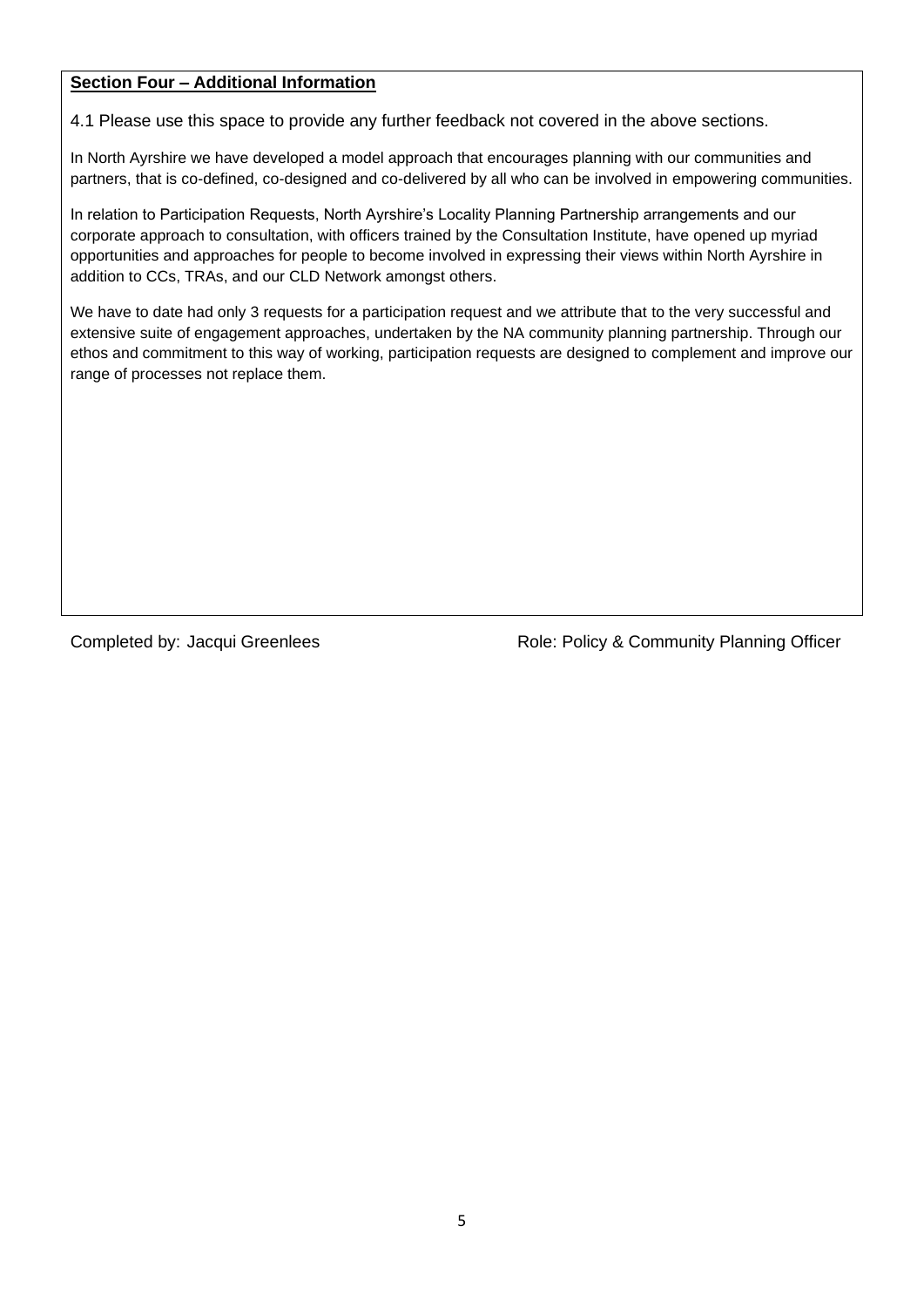**Section Four – Additional Information**

4.1 Please use this space to provide any further feedback not covered in the above sections.

In North Ayrshire we have developed a model approach that encourages planning with our communities and partners, that is co-defined, co-designed and co-delivered by all who can be involved in empowering communities.

In relation to Participation Requests, North Ayrshire's Locality Planning Partnership arrangements and our corporate approach to consultation, with officers trained by the Consultation Institute, have opened up myriad opportunities and approaches for people to become involved in expressing their views within North Ayrshire in addition to CCs, TRAs, and our CLD Network amongst others.

We have to date had only 3 requests for a participation request and we attribute that to the very successful and extensive suite of engagement approaches, undertaken by the NA community planning partnership. Through our ethos and commitment to this way of working, participation requests are designed to complement and improve our range of processes not replace them.

Completed by: Jacqui Greenlees

Role: Policy & Community Planning Officer